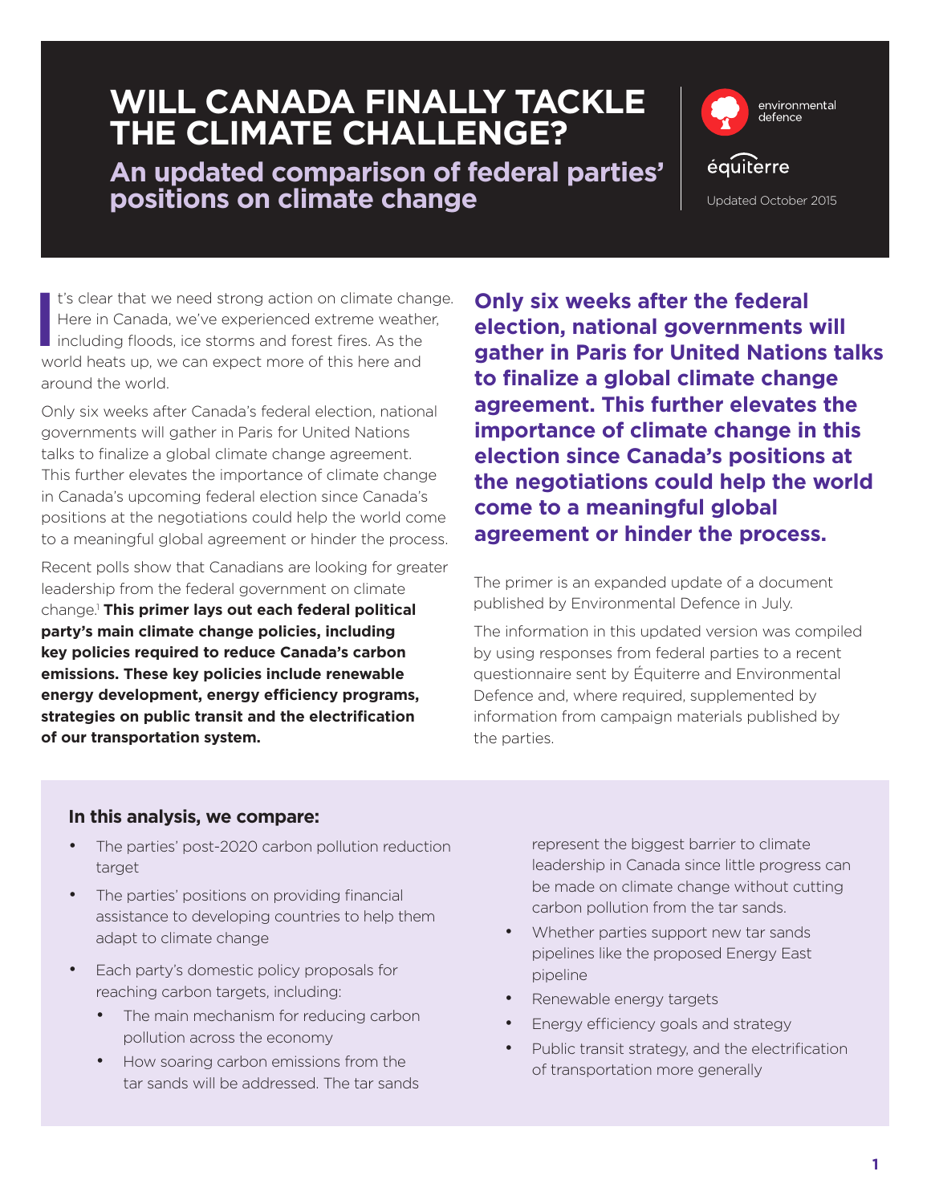# WILL CANADA FINALLY TACKLE THE CLIMATE CHALLENGE?

## An updated comparison of federal parties' positions on climate change

environmental defence

équiterre

Updated October 2015

It's clear that we need strong action on climate change. Here in Canada, we've experienced extreme weather, including floods, ice storms and forest fires. As the world heats up, we can expect more of this here and around the world.

Only six weeks after Canada's federal election, national governments will gather in Paris for United Nations talks to finalize a global climate change agreement. This further elevates the importance of climate change in Canada's upcoming federal election since Canada's positions at the negotiations could help the world come to a meaningful global agreement or hinder the process.

Recent polls show that Canadians are looking for greater leadership from the federal government on climate change.[1] **This primer lays out each federal political party's main climate change policies, including key policies required to reduce Canada's carbon emissions. These key policies include renewable energy development, energy efficiency programs, strategies on public transit and the electrification of our transportation system.**

**Only six weeks after the federal election, national governments will gather in Paris for United Nations talks to finalize a global climate change agreement. This further elevates the importance of climate change in this election since Canada's positions at the negotiations could help the world come to a meaningful global agreement or hinder the process.**

The primer is an expanded update of a document published by Environmental Defence in July.

The information in this updated version was compiled by using responses from federal parties to a recent questionnaire sent by Équiterre and Environmental Defence and, where required, supplemented by information from campaign materials published by the parties.

**In this analysis, we compare:**

- The parties' post-2020 carbon pollution reduction target
- The parties' positions on providing financial assistance to developing countries to help them adapt to climate change
- Each party's domestic policy proposals for reaching carbon targets, including:
  - The main mechanism for reducing carbon pollution across the economy
  - How soaring carbon emissions from the tar sands will be addressed. The tar sands represent the biggest barrier to climate leadership in Canada since little progress can be made on climate change without cutting carbon pollution from the tar sands.
  - Whether parties support new tar sands pipelines like the proposed Energy East pipeline
  - Renewable energy targets
  - Energy efficiency goals and strategy
  - Public transit strategy, and the electrification of transportation more generally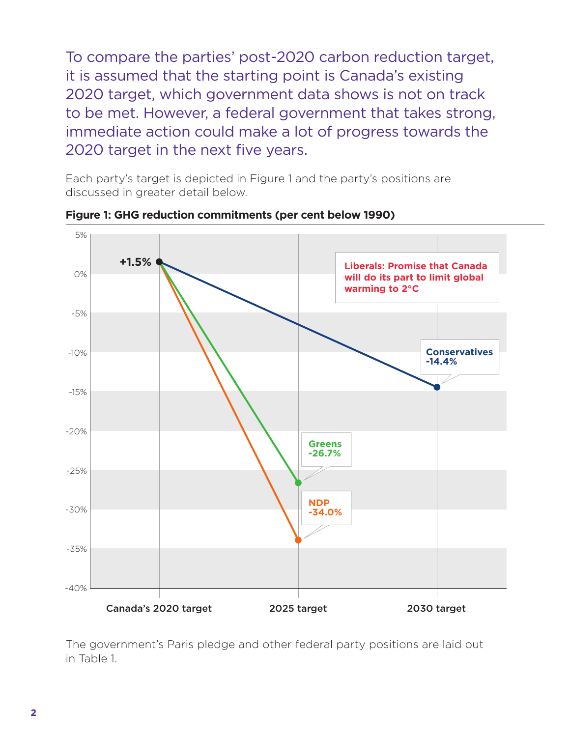To compare the parties' post-2020 carbon reduction target, it is assumed that the starting point is Canada's existing 2020 target, which government data shows is not on track to be met. However, a federal government that takes strong, immediate action could make a lot of progress towards the 2020 target in the next five years.

Each party's target is depicted in Figure 1 and the party's positions are discussed in greater detail below.

**Figure 1: GHG reduction commitments (per cent below 1990)**

The government's Paris pledge and other federal party positions are laid out in Table 1.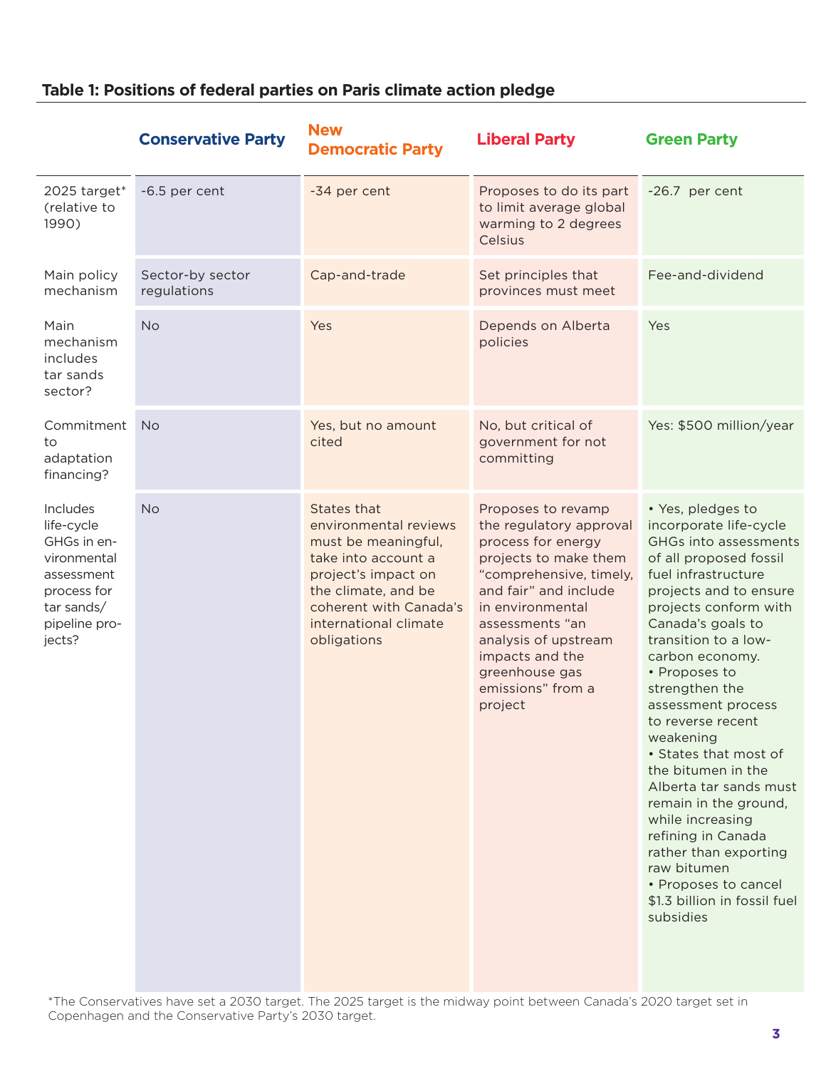**Table 1: Positions of federal parties on Paris climate action pledge**

| | Conservative Party | New Democratic Party | Liberal Party | Green Party |
|---|---|---|---|---|
| 2025 target* (relative to 1990) | -6.5 per cent | -34 per cent | Proposes to do its part to limit average global warming to 2 degrees Celsius | -26.7 per cent |
| Main policy mechanism | Sector-by sector regulations | Cap-and-trade | Set principles that provinces must meet | Fee-and-dividend |
| Main mechanism includes tar sands sector? | No | Yes | Depends on Alberta policies | Yes |
| Commitment to adaptation financing? | No | Yes, but no amount cited | No, but critical of government for not committing | Yes: $500 million/year |
| Includes life-cycle GHGs in environmental assessment process for tar sands/ pipeline projects? | No | States that environmental reviews must be meaningful, take into account a project's impact on the climate, and be coherent with Canada's international climate obligations | Proposes to revamp the regulatory approval process for energy projects to make them "comprehensive, timely, and fair" and include in environmental assessments "an analysis of upstream impacts and the greenhouse gas emissions" from a project | • Yes, pledges to incorporate life-cycle GHGs into assessments of all proposed fossil fuel infrastructure projects and to ensure projects conform with Canada's goals to transition to a low-carbon economy. • Proposes to strengthen the assessment process to reverse recent weakening • States that most of the bitumen in the Alberta tar sands must remain in the ground, while increasing refining in Canada rather than exporting raw bitumen • Proposes to cancel $1.3 billion in fossil fuel subsidies |

*The Conservatives have set a 2030 target. The 2025 target is the midway point between Canada's 2020 target set in Copenhagen and the Conservative Party's 2030 target.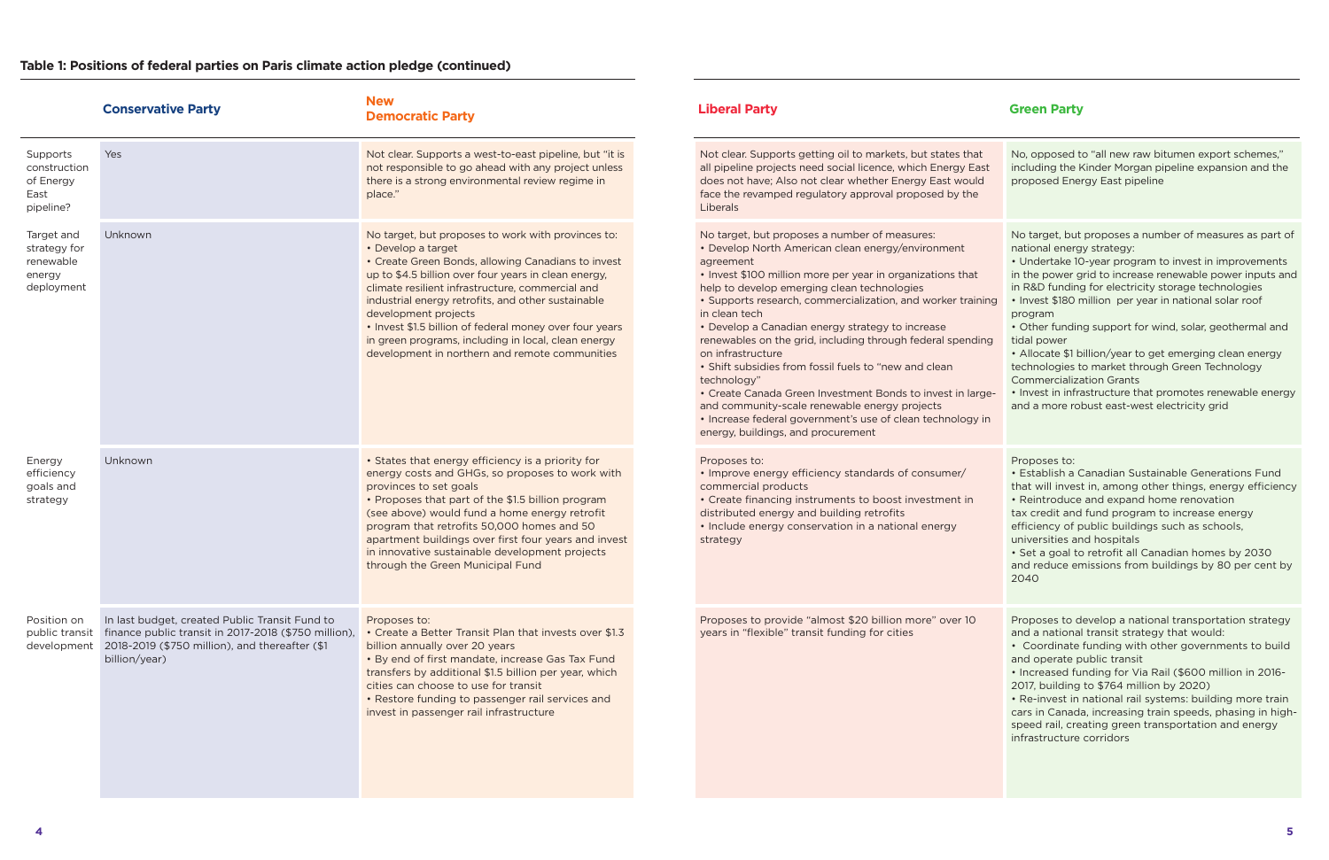**Table 1: Positions of federal parties on Paris climate action pledge (continued)**

| | Conservative Party | New Democratic Party | Liberal Party | Green Party |
|---|---|---|---|---|
| Supports construction of Energy East pipeline? | Yes | Not clear. Supports a west-to-east pipeline, but "it is not responsible to go ahead with any project unless there is a strong environmental review regime in place." | Not clear. Supports getting oil to markets, but states that all pipeline projects need social licence, which Energy East does not have; Also not clear whether Energy East would face the revamped regulatory approval proposed by the Liberals | No, opposed to "all new raw bitumen export schemes," including the Kinder Morgan pipeline expansion and the proposed Energy East pipeline |
| Target and strategy for renewable energy deployment | Unknown | No target, but proposes to work with provinces to: • Develop a target • Create Green Bonds, allowing Canadians to invest up to $4.5 billion over four years in clean energy, climate resilient infrastructure, commercial and industrial energy retrofits, and other sustainable development projects • Invest $1.5 billion of federal money over four years in green programs, including in local, clean energy development in northern and remote communities | No target, but proposes a number of measures: • Develop North American clean energy/environment agreement • Invest $100 million more per year in organizations that help to develop emerging clean technologies • Supports research, commercialization, and worker training in clean tech • Develop a Canadian energy strategy to increase renewables on the grid, including through federal spending on infrastructure • Shift subsidies from fossil fuels to "new and clean technology" • Create Canada Green Investment Bonds to invest in large- and community-scale renewable energy projects • Increase federal government's use of clean technology in energy, buildings, and procurement | No target, but proposes a number of measures as part of national energy strategy: • Undertake 10-year program to invest in improvements in the power grid to increase renewable power inputs and in R&D funding for electricity storage technologies • Invest $180 million per year in national solar roof program • Other funding support for wind, solar, geothermal and tidal power • Allocate $1 billion/year to get emerging clean energy technologies to market through Green Technology Commercialization Grants • Invest in infrastructure that promotes renewable energy and a more robust east-west electricity grid |
| Energy efficiency goals and strategy | Unknown | • States that energy efficiency is a priority for energy costs and GHGs, so proposes to work with provinces to set goals • Proposes that part of the $1.5 billion program (see above) would fund a home energy retrofit program that retrofits 50,000 homes and 50 apartment buildings over first four years and invest in innovative sustainable development projects through the Green Municipal Fund | Proposes to: • Improve energy efficiency standards of consumer/commercial products • Create financing instruments to boost investment in distributed energy and building retrofits • Include energy conservation in a national energy strategy | Proposes to: • Establish a Canadian Sustainable Generations Fund that will invest in, among other things, energy efficiency • Reintroduce and expand home renovation tax credit and fund program to increase energy efficiency of public buildings such as schools, universities and hospitals • Set a goal to retrofit all Canadian homes by 2030 and reduce emissions from buildings by 80 per cent by 2040 |
| Position on public transit development | In last budget, created Public Transit Fund to finance public transit in 2017-2018 ($750 million), 2018-2019 ($750 million), and thereafter ($1 billion/year) | Proposes to: • Create a Better Transit Plan that invests over $1.3 billion annually over 20 years • By end of first mandate, increase Gas Tax Fund transfers by additional $1.5 billion per year, which cities can choose to use for transit • Restore funding to passenger rail services and invest in passenger rail infrastructure | Proposes to provide "almost $20 billion more" over 10 years in "flexible" transit funding for cities | Proposes to develop a national transportation strategy and a national transit strategy that would: • Coordinate funding with other governments to build and operate public transit • Increased funding for Via Rail ($600 million in 2016-2017, building to $764 million by 2020) • Re-invest in national rail systems: building more train cars in Canada, increasing train speeds, phasing in high-speed rail, creating green transportation and energy infrastructure corridors |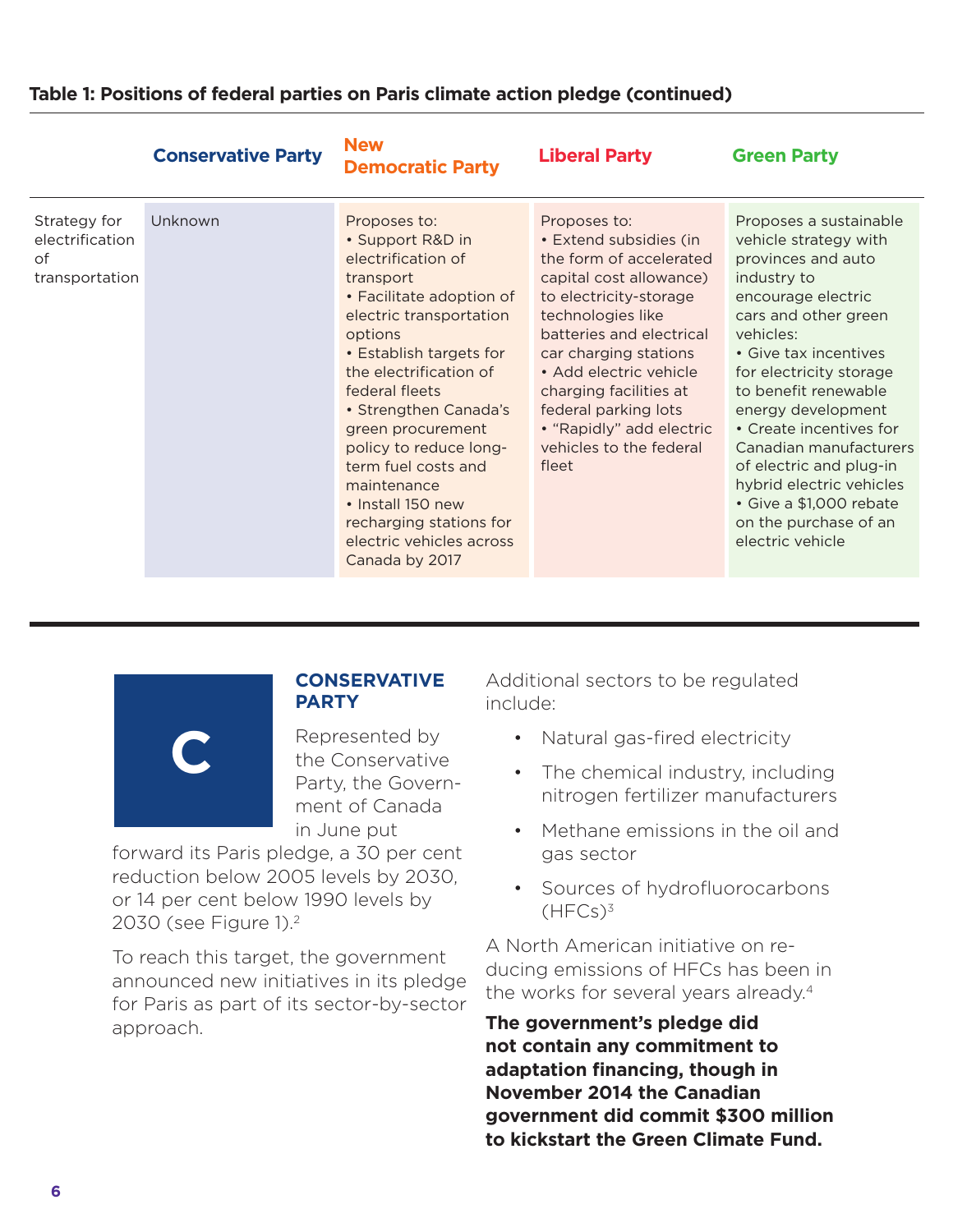**Table 1: Positions of federal parties on Paris climate action pledge (continued)**

| | Conservative Party | New Democratic Party | Liberal Party | Green Party |
|---|---|---|---|---|
| Strategy for electrification of transportation | Unknown | Proposes to:<br>• Support R&D in electrification of transport<br>• Facilitate adoption of electric transportation options<br>• Establish targets for the electrification of federal fleets<br>• Strengthen Canada's green procurement policy to reduce long-term fuel costs and maintenance<br>• Install 150 new recharging stations for electric vehicles across Canada by 2017 | Proposes to:<br>• Extend subsidies (in the form of accelerated capital cost allowance) to electricity-storage technologies like batteries and electrical car charging stations<br>• Add electric vehicle charging facilities at federal parking lots<br>• "Rapidly" add electric vehicles to the federal fleet | Proposes a sustainable vehicle strategy with provinces and auto industry to encourage electric cars and other green vehicles:<br>• Give tax incentives for electricity storage to benefit renewable energy development<br>• Create incentives for Canadian manufacturers of electric and plug-in hybrid electric vehicles<br>• Give a $1,000 rebate on the purchase of an electric vehicle |

## C

### CONSERVATIVE PARTY

Represented by the Conservative Party, the Government of Canada in June put forward its Paris pledge, a 30 per cent reduction below 2005 levels by 2030, or 14 per cent below 1990 levels by 2030 (see Figure 1).[2]

To reach this target, the government announced new initiatives in its pledge for Paris as part of its sector-by-sector approach.

Additional sectors to be regulated include:

- Natural gas-fired electricity
- The chemical industry, including nitrogen fertilizer manufacturers
- Methane emissions in the oil and gas sector
- Sources of hydrofluorocarbons (HFCs)[3]

A North American initiative on reducing emissions of HFCs has been in the works for several years already.[4]

**The government's pledge did not contain any commitment to adaptation financing, though in November 2014 the Canadian government did commit $300 million to kickstart the Green Climate Fund.**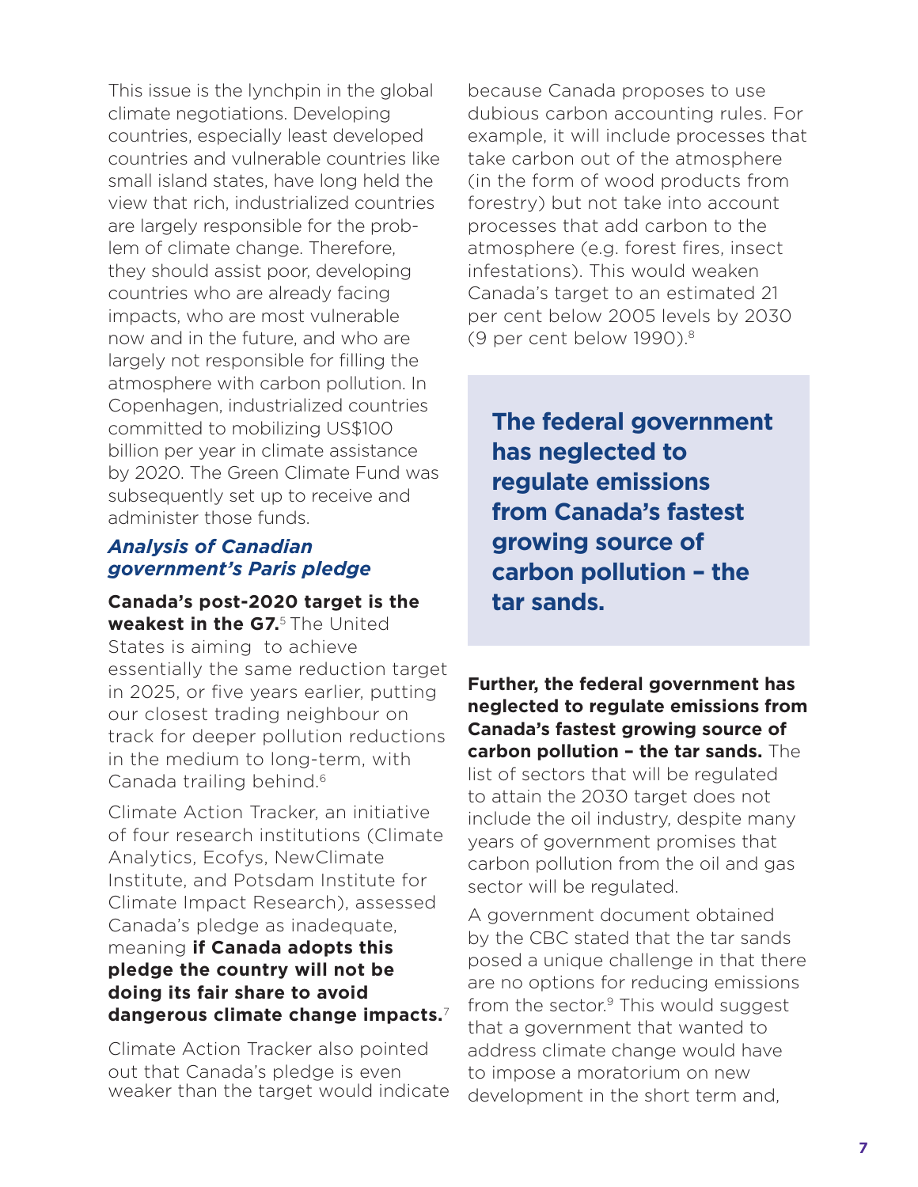This issue is the lynchpin in the global climate negotiations. Developing countries, especially least developed countries and vulnerable countries like small island states, have long held the view that rich, industrialized countries are largely responsible for the problem of climate change. Therefore, they should assist poor, developing countries who are already facing impacts, who are most vulnerable now and in the future, and who are largely not responsible for filling the atmosphere with carbon pollution. In Copenhagen, industrialized countries committed to mobilizing US$100 billion per year in climate assistance by 2020. The Green Climate Fund was subsequently set up to receive and administer those funds.

### *Analysis of Canadian government's Paris pledge*

**Canada's post-2020 target is the weakest in the G7.**[5] The United States is aiming to achieve essentially the same reduction target in 2025, or five years earlier, putting our closest trading neighbour on track for deeper pollution reductions in the medium to long-term, with Canada trailing behind.[6]

Climate Action Tracker, an initiative of four research institutions (Climate Analytics, Ecofys, NewClimate Institute, and Potsdam Institute for Climate Impact Research), assessed Canada's pledge as inadequate, meaning **if Canada adopts this pledge the country will not be doing its fair share to avoid dangerous climate change impacts.**[7]

Climate Action Tracker also pointed out that Canada's pledge is even weaker than the target would indicate because Canada proposes to use dubious carbon accounting rules. For example, it will include processes that take carbon out of the atmosphere (in the form of wood products from forestry) but not take into account processes that add carbon to the atmosphere (e.g. forest fires, insect infestations). This would weaken Canada's target to an estimated 21 per cent below 2005 levels by 2030 (9 per cent below 1990).[8]

> **The federal government has neglected to regulate emissions from Canada's fastest growing source of carbon pollution – the tar sands.**

**Further, the federal government has neglected to regulate emissions from Canada's fastest growing source of carbon pollution – the tar sands.** The list of sectors that will be regulated to attain the 2030 target does not include the oil industry, despite many years of government promises that carbon pollution from the oil and gas sector will be regulated.

A government document obtained by the CBC stated that the tar sands posed a unique challenge in that there are no options for reducing emissions from the sector.[9] This would suggest that a government that wanted to address climate change would have to impose a moratorium on new development in the short term and,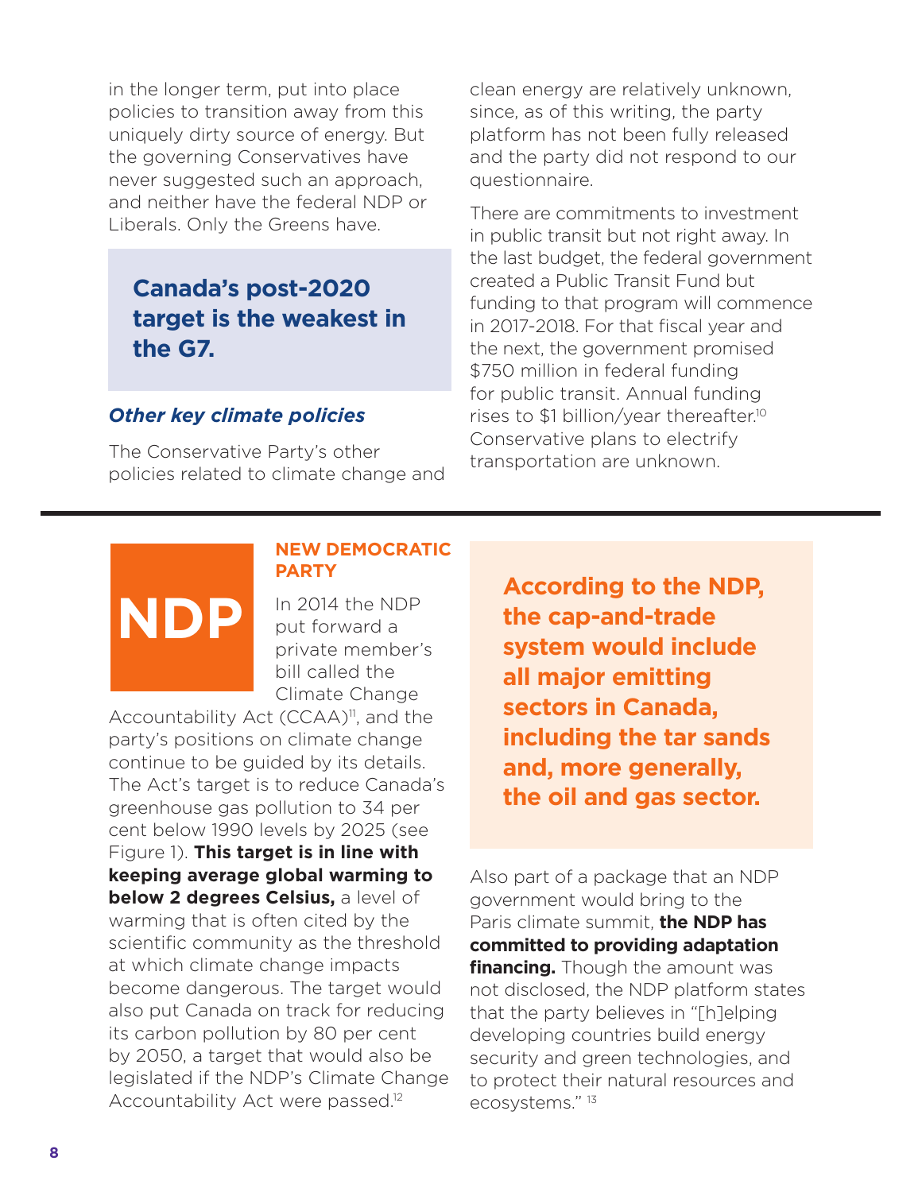in the longer term, put into place policies to transition away from this uniquely dirty source of energy. But the governing Conservatives have never suggested such an approach, and neither have the federal NDP or Liberals. Only the Greens have.

> **Canada's post-2020 target is the weakest in the G7.**

### *Other key climate policies*

The Conservative Party's other policies related to climate change and clean energy are relatively unknown, since, as of this writing, the party platform has not been fully released and the party did not respond to our questionnaire.

There are commitments to investment in public transit but not right away. In the last budget, the federal government created a Public Transit Fund but funding to that program will commence in 2017-2018. For that fiscal year and the next, the government promised $750 million in federal funding for public transit. Annual funding rises to $1 billion/year thereafter.[10] Conservative plans to electrify transportation are unknown.

---

## NDP

### NEW DEMOCRATIC PARTY

In 2014 the NDP put forward a private member's bill called the Climate Change Accountability Act (CCAA)[11], and the party's positions on climate change continue to be guided by its details. The Act's target is to reduce Canada's greenhouse gas pollution to 34 per cent below 1990 levels by 2025 (see Figure 1). **This target is in line with keeping average global warming to below 2 degrees Celsius,** a level of warming that is often cited by the scientific community as the threshold at which climate change impacts become dangerous. The target would also put Canada on track for reducing its carbon pollution by 80 per cent by 2050, a target that would also be legislated if the NDP's Climate Change Accountability Act were passed.[12]

> **According to the NDP, the cap-and-trade system would include all major emitting sectors in Canada, including the tar sands and, more generally, the oil and gas sector.**

Also part of a package that an NDP government would bring to the Paris climate summit, **the NDP has committed to providing adaptation financing.** Though the amount was not disclosed, the NDP platform states that the party believes in "[h]elping developing countries build energy security and green technologies, and to protect their natural resources and ecosystems." [13]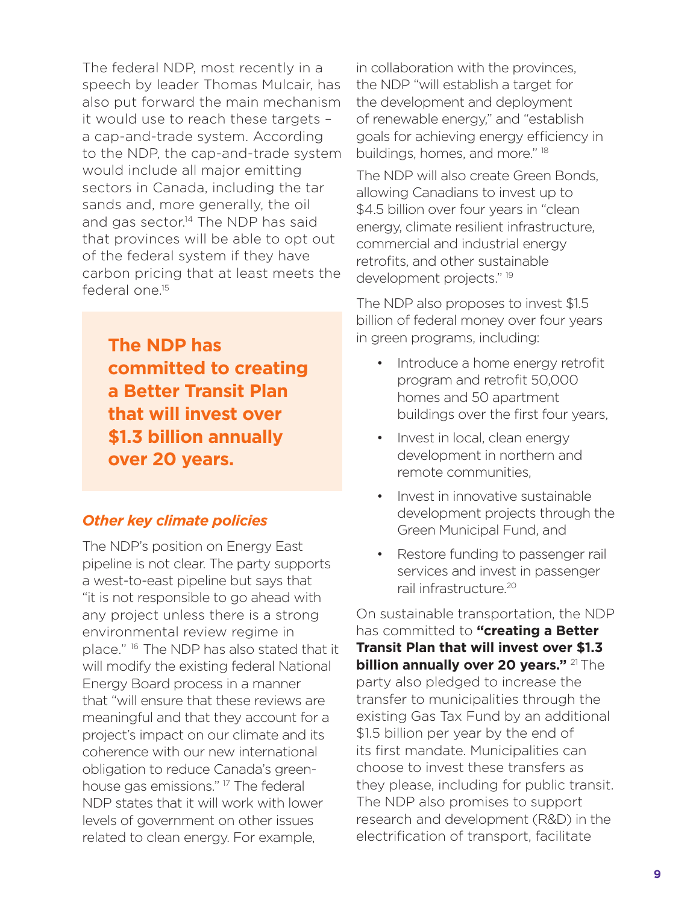The federal NDP, most recently in a speech by leader Thomas Mulcair, has also put forward the main mechanism it would use to reach these targets – a cap-and-trade system. According to the NDP, the cap-and-trade system would include all major emitting sectors in Canada, including the tar sands and, more generally, the oil and gas sector.[14] The NDP has said that provinces will be able to opt out of the federal system if they have carbon pricing that at least meets the federal one.[15]

**The NDP has committed to creating a Better Transit Plan that will invest over $1.3 billion annually over 20 years.**

### *Other key climate policies*

The NDP's position on Energy East pipeline is not clear. The party supports a west-to-east pipeline but says that "it is not responsible to go ahead with any project unless there is a strong environmental review regime in place." [16] The NDP has also stated that it will modify the existing federal National Energy Board process in a manner that "will ensure that these reviews are meaningful and that they account for a project's impact on our climate and its coherence with our new international obligation to reduce Canada's green-house gas emissions." [17] The federal NDP states that it will work with lower levels of government on other issues related to clean energy. For example, in collaboration with the provinces, the NDP "will establish a target for the development and deployment of renewable energy," and "establish goals for achieving energy efficiency in buildings, homes, and more." [18]

The NDP will also create Green Bonds, allowing Canadians to invest up to $4.5 billion over four years in "clean energy, climate resilient infrastructure, commercial and industrial energy retrofits, and other sustainable development projects." [19]

The NDP also proposes to invest $1.5 billion of federal money over four years in green programs, including:

- Introduce a home energy retrofit program and retrofit 50,000 homes and 50 apartment buildings over the first four years,
- Invest in local, clean energy development in northern and remote communities,
- Invest in innovative sustainable development projects through the Green Municipal Fund, and
- Restore funding to passenger rail services and invest in passenger rail infrastructure.[20]

On sustainable transportation, the NDP has committed to **"creating a Better Transit Plan that will invest over $1.3 billion annually over 20 years."** [21] The party also pledged to increase the transfer to municipalities through the existing Gas Tax Fund by an additional $1.5 billion per year by the end of its first mandate. Municipalities can choose to invest these transfers as they please, including for public transit. The NDP also promises to support research and development (R&D) in the electrification of transport, facilitate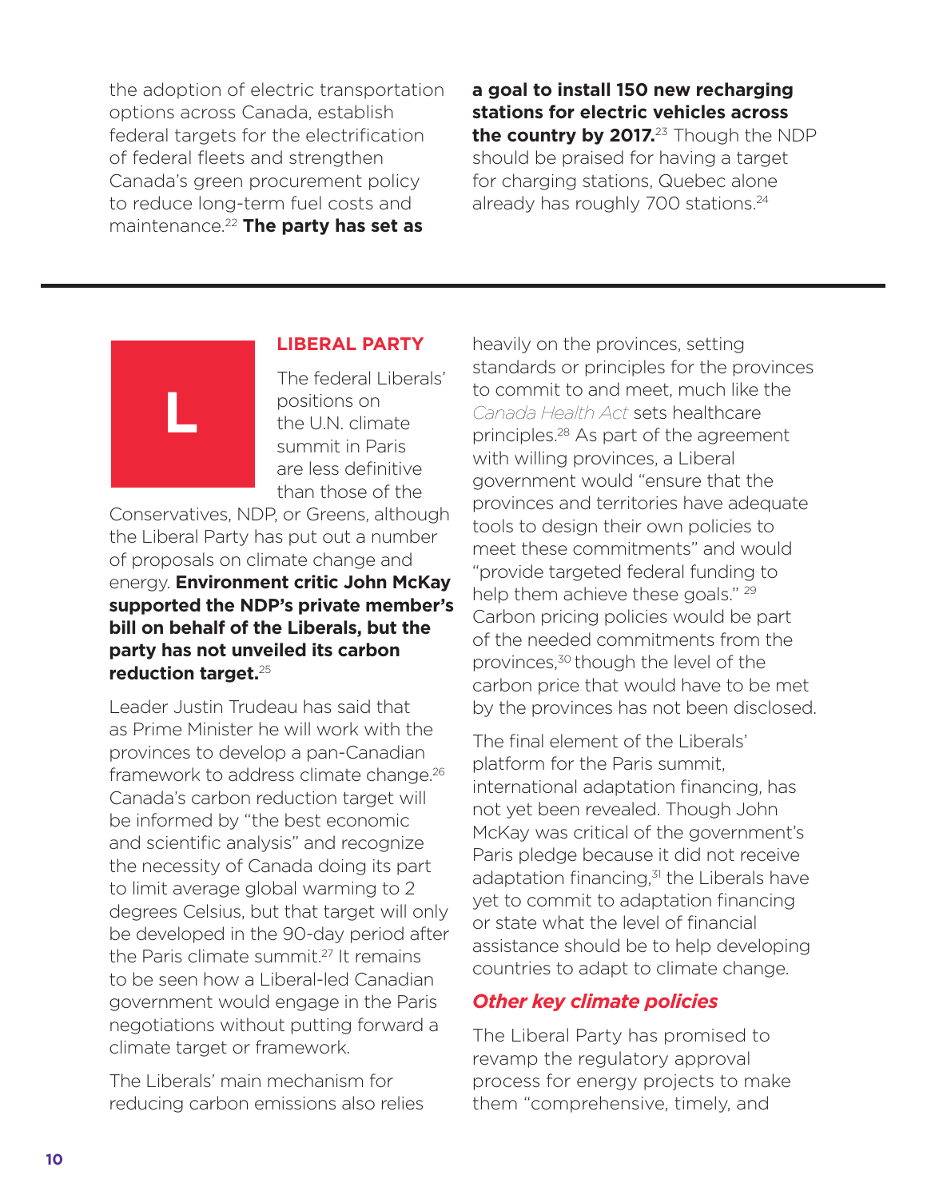the adoption of electric transportation options across Canada, establish federal targets for the electrification of federal fleets and strengthen Canada's green procurement policy to reduce long-term fuel costs and maintenance.[22] **The party has set as a goal to install 150 new recharging stations for electric vehicles across the country by 2017.**[23] Though the NDP should be praised for having a target for charging stations, Quebec alone already has roughly 700 stations.[24]

---

L

## LIBERAL PARTY

The federal Liberals' positions on the U.N. climate summit in Paris are less definitive than those of the Conservatives, NDP, or Greens, although the Liberal Party has put out a number of proposals on climate change and energy. **Environment critic John McKay supported the NDP's private member's bill on behalf of the Liberals, but the party has not unveiled its carbon reduction target.**[25]

Leader Justin Trudeau has said that as Prime Minister he will work with the provinces to develop a pan-Canadian framework to address climate change.[26] Canada's carbon reduction target will be informed by "the best economic and scientific analysis" and recognize the necessity of Canada doing its part to limit average global warming to 2 degrees Celsius, but that target will only be developed in the 90-day period after the Paris climate summit.[27] It remains to be seen how a Liberal-led Canadian government would engage in the Paris negotiations without putting forward a climate target or framework.

The Liberals' main mechanism for reducing carbon emissions also relies heavily on the provinces, setting standards or principles for the provinces to commit to and meet, much like the *Canada Health Act* sets healthcare principles.[28] As part of the agreement with willing provinces, a Liberal government would "ensure that the provinces and territories have adequate tools to design their own policies to meet these commitments" and would "provide targeted federal funding to help them achieve these goals." [29] Carbon pricing policies would be part of the needed commitments from the provinces,[30] though the level of the carbon price that would have to be met by the provinces has not been disclosed.

The final element of the Liberals' platform for the Paris summit, international adaptation financing, has not yet been revealed. Though John McKay was critical of the government's Paris pledge because it did not receive adaptation financing,[31] the Liberals have yet to commit to adaptation financing or state what the level of financial assistance should be to help developing countries to adapt to climate change.

### *Other key climate policies*

The Liberal Party has promised to revamp the regulatory approval process for energy projects to make them "comprehensive, timely, and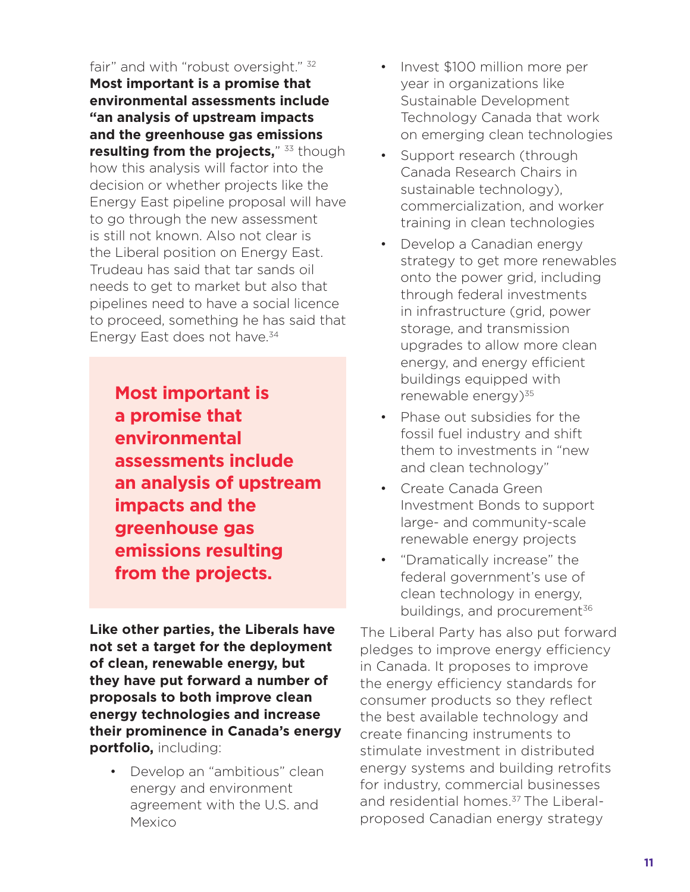fair" and with "robust oversight." [32] **Most important is a promise that environmental assessments include "an analysis of upstream impacts and the greenhouse gas emissions resulting from the projects,"** [33] though how this analysis will factor into the decision or whether projects like the Energy East pipeline proposal will have to go through the new assessment is still not known. Also not clear is the Liberal position on Energy East. Trudeau has said that tar sands oil needs to get to market but also that pipelines need to have a social licence to proceed, something he has said that Energy East does not have.[34]

> **Most important is a promise that environmental assessments include an analysis of upstream impacts and the greenhouse gas emissions resulting from the projects.**

**Like other parties, the Liberals have not set a target for the deployment of clean, renewable energy, but they have put forward a number of proposals to both improve clean energy technologies and increase their prominence in Canada's energy portfolio,** including:

- Develop an "ambitious" clean energy and environment agreement with the U.S. and Mexico
- Invest $100 million more per year in organizations like Sustainable Development Technology Canada that work on emerging clean technologies
- Support research (through Canada Research Chairs in sustainable technology), commercialization, and worker training in clean technologies
- Develop a Canadian energy strategy to get more renewables onto the power grid, including through federal investments in infrastructure (grid, power storage, and transmission upgrades to allow more clean energy, and energy efficient buildings equipped with renewable energy)[35]
- Phase out subsidies for the fossil fuel industry and shift them to investments in "new and clean technology"
- Create Canada Green Investment Bonds to support large- and community-scale renewable energy projects
- "Dramatically increase" the federal government's use of clean technology in energy, buildings, and procurement[36]

The Liberal Party has also put forward pledges to improve energy efficiency in Canada. It proposes to improve the energy efficiency standards for consumer products so they reflect the best available technology and create financing instruments to stimulate investment in distributed energy systems and building retrofits for industry, commercial businesses and residential homes.[37] The Liberal-proposed Canadian energy strategy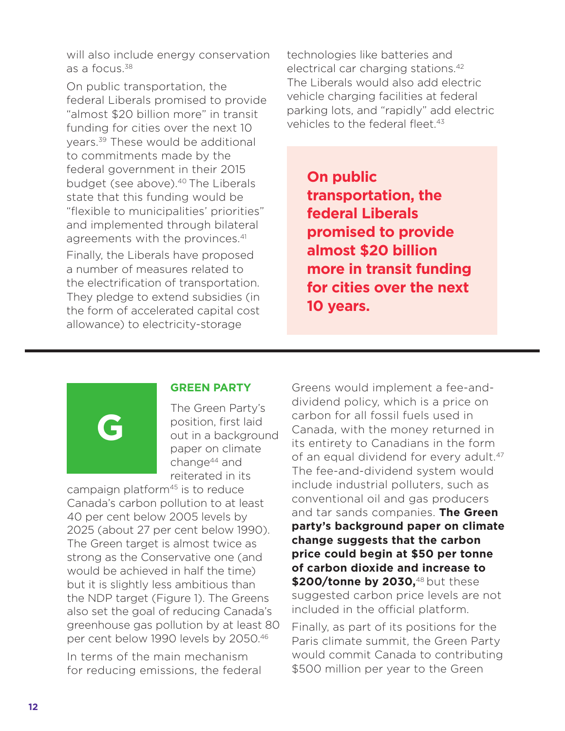will also include energy conservation as a focus.[38]

On public transportation, the federal Liberals promised to provide “almost $20 billion more” in transit funding for cities over the next 10 years.[39] These would be additional to commitments made by the federal government in their 2015 budget (see above).[40] The Liberals state that this funding would be “flexible to municipalities’ priorities” and implemented through bilateral agreements with the provinces.[41]

Finally, the Liberals have proposed a number of measures related to the electrification of transportation. They pledge to extend subsidies (in the form of accelerated capital cost allowance) to electricity-storage technologies like batteries and electrical car charging stations.[42] The Liberals would also add electric vehicle charging facilities at federal parking lots, and “rapidly” add electric vehicles to the federal fleet.[43]

> **On public transportation, the federal Liberals promised to provide almost $20 billion more in transit funding for cities over the next 10 years.**

---

## GREEN PARTY

The Green Party’s position, first laid out in a background paper on climate change[44] and reiterated in its campaign platform[45] is to reduce Canada’s carbon pollution to at least 40 per cent below 2005 levels by 2025 (about 27 per cent below 1990). The Green target is almost twice as strong as the Conservative one (and would be achieved in half the time) but it is slightly less ambitious than the NDP target (Figure 1). The Greens also set the goal of reducing Canada’s greenhouse gas pollution by at least 80 per cent below 1990 levels by 2050.[46]

In terms of the main mechanism for reducing emissions, the federal Greens would implement a fee-and-dividend policy, which is a price on carbon for all fossil fuels used in Canada, with the money returned in its entirety to Canadians in the form of an equal dividend for every adult.[47] The fee-and-dividend system would include industrial polluters, such as conventional oil and gas producers and tar sands companies. **The Green party’s background paper on climate change suggests that the carbon price could begin at $50 per tonne of carbon dioxide and increase to $200/tonne by 2030,**[48] but these suggested carbon price levels are not included in the official platform.

Finally, as part of its positions for the Paris climate summit, the Green Party would commit Canada to contributing $500 million per year to the Green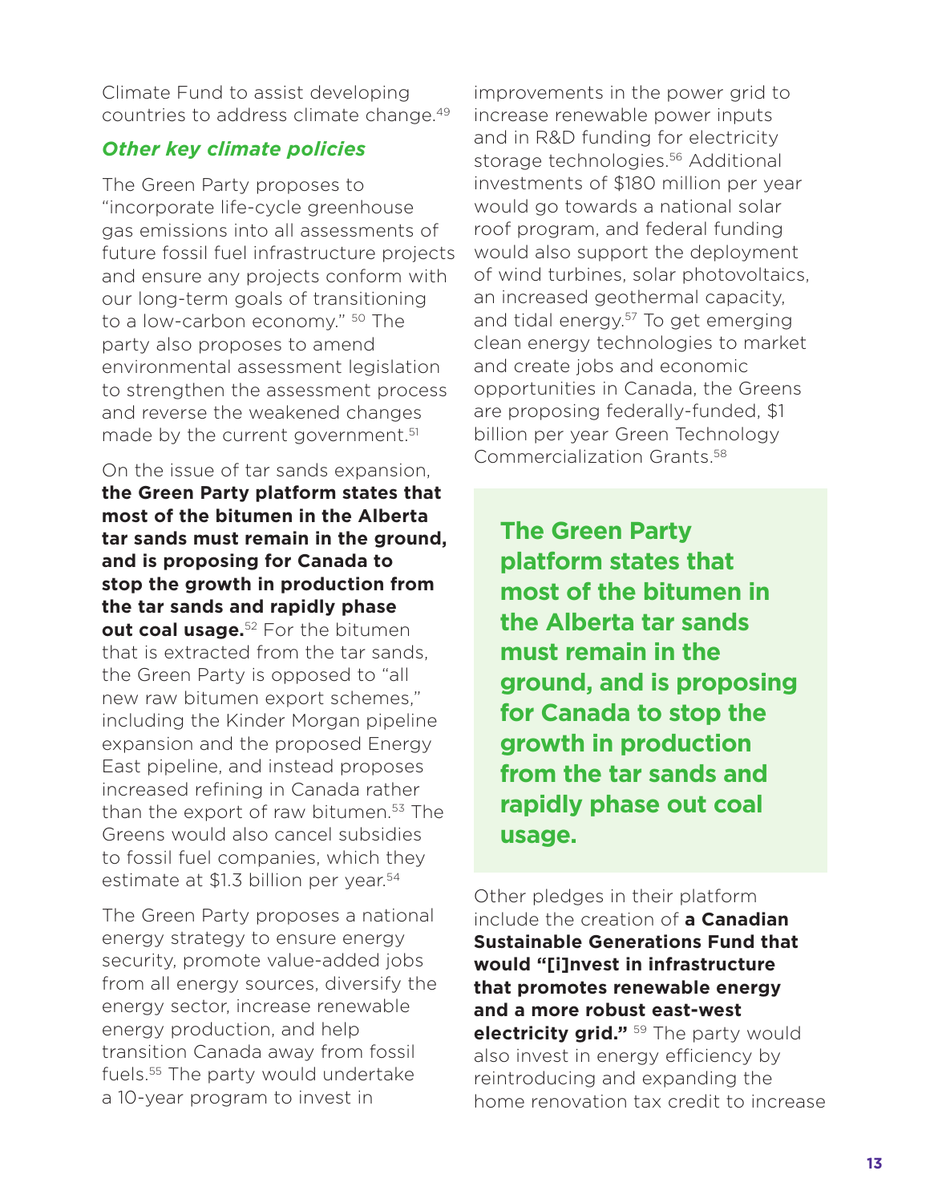Climate Fund to assist developing countries to address climate change.[49]

### *Other key climate policies*

The Green Party proposes to "incorporate life-cycle greenhouse gas emissions into all assessments of future fossil fuel infrastructure projects and ensure any projects conform with our long-term goals of transitioning to a low-carbon economy." [50] The party also proposes to amend environmental assessment legislation to strengthen the assessment process and reverse the weakened changes made by the current government.[51]

On the issue of tar sands expansion, **the Green Party platform states that most of the bitumen in the Alberta tar sands must remain in the ground, and is proposing for Canada to stop the growth in production from the tar sands and rapidly phase out coal usage.**[52] For the bitumen that is extracted from the tar sands, the Green Party is opposed to "all new raw bitumen export schemes," including the Kinder Morgan pipeline expansion and the proposed Energy East pipeline, and instead proposes increased refining in Canada rather than the export of raw bitumen.[53] The Greens would also cancel subsidies to fossil fuel companies, which they estimate at $1.3 billion per year.[54]

The Green Party proposes a national energy strategy to ensure energy security, promote value-added jobs from all energy sources, diversify the energy sector, increase renewable energy production, and help transition Canada away from fossil fuels.[55] The party would undertake a 10-year program to invest in improvements in the power grid to increase renewable power inputs and in R&D funding for electricity storage technologies.[56] Additional investments of $180 million per year would go towards a national solar roof program, and federal funding would also support the deployment of wind turbines, solar photovoltaics, an increased geothermal capacity, and tidal energy.[57] To get emerging clean energy technologies to market and create jobs and economic opportunities in Canada, the Greens are proposing federally-funded, $1 billion per year Green Technology Commercialization Grants.[58]

> **The Green Party platform states that most of the bitumen in the Alberta tar sands must remain in the ground, and is proposing for Canada to stop the growth in production from the tar sands and rapidly phase out coal usage.**

Other pledges in their platform include the creation of **a Canadian Sustainable Generations Fund that would "[i]nvest in infrastructure that promotes renewable energy and a more robust east-west electricity grid."** [59] The party would also invest in energy efficiency by reintroducing and expanding the home renovation tax credit to increase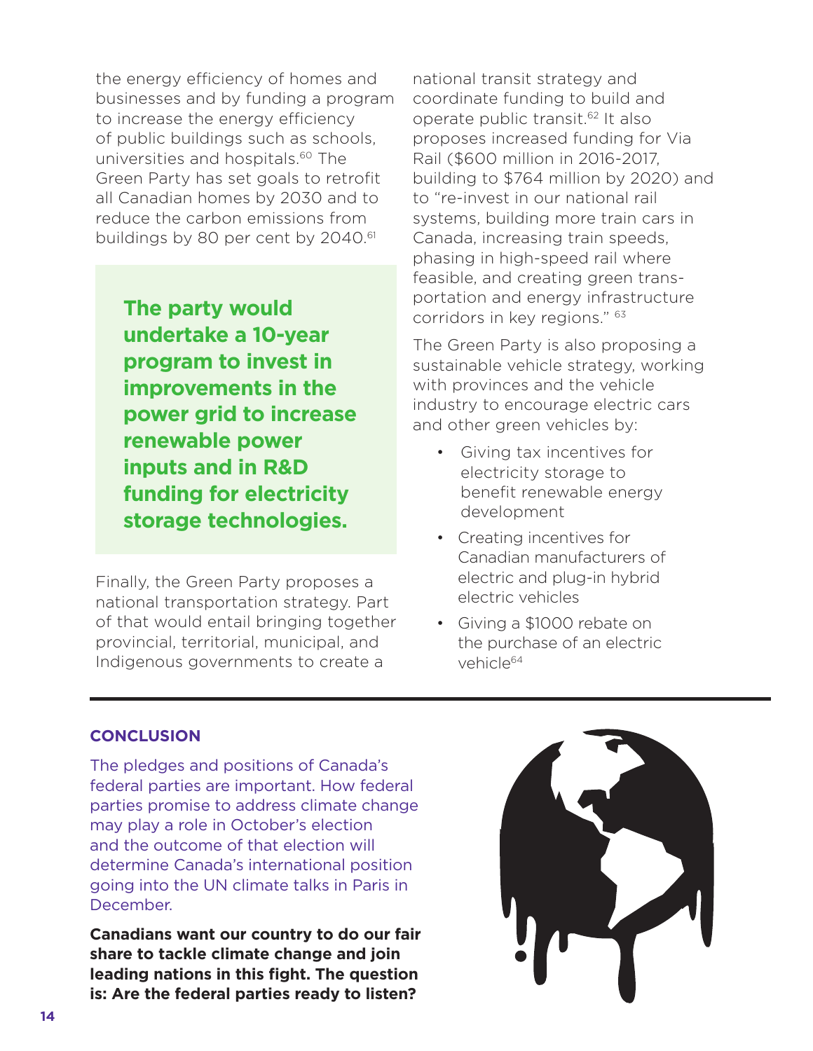the energy efficiency of homes and businesses and by funding a program to increase the energy efficiency of public buildings such as schools, universities and hospitals.[60] The Green Party has set goals to retrofit all Canadian homes by 2030 and to reduce the carbon emissions from buildings by 80 per cent by 2040.[61]

**The party would undertake a 10-year program to invest in improvements in the power grid to increase renewable power inputs and in R&D funding for electricity storage technologies.**

Finally, the Green Party proposes a national transportation strategy. Part of that would entail bringing together provincial, territorial, municipal, and Indigenous governments to create a national transit strategy and coordinate funding to build and operate public transit.[62] It also proposes increased funding for Via Rail ($600 million in 2016-2017, building to $764 million by 2020) and to "re-invest in our national rail systems, building more train cars in Canada, increasing train speeds, phasing in high-speed rail where feasible, and creating green transportation and energy infrastructure corridors in key regions." [63]

The Green Party is also proposing a sustainable vehicle strategy, working with provinces and the vehicle industry to encourage electric cars and other green vehicles by:

- Giving tax incentives for electricity storage to benefit renewable energy development
- Creating incentives for Canadian manufacturers of electric and plug-in hybrid electric vehicles
- Giving a $1000 rebate on the purchase of an electric vehicle[64]

## CONCLUSION

The pledges and positions of Canada's federal parties are important. How federal parties promise to address climate change may play a role in October's election and the outcome of that election will determine Canada's international position going into the UN climate talks in Paris in December.

**Canadians want our country to do our fair share to tackle climate change and join leading nations in this fight. The question is: Are the federal parties ready to listen?**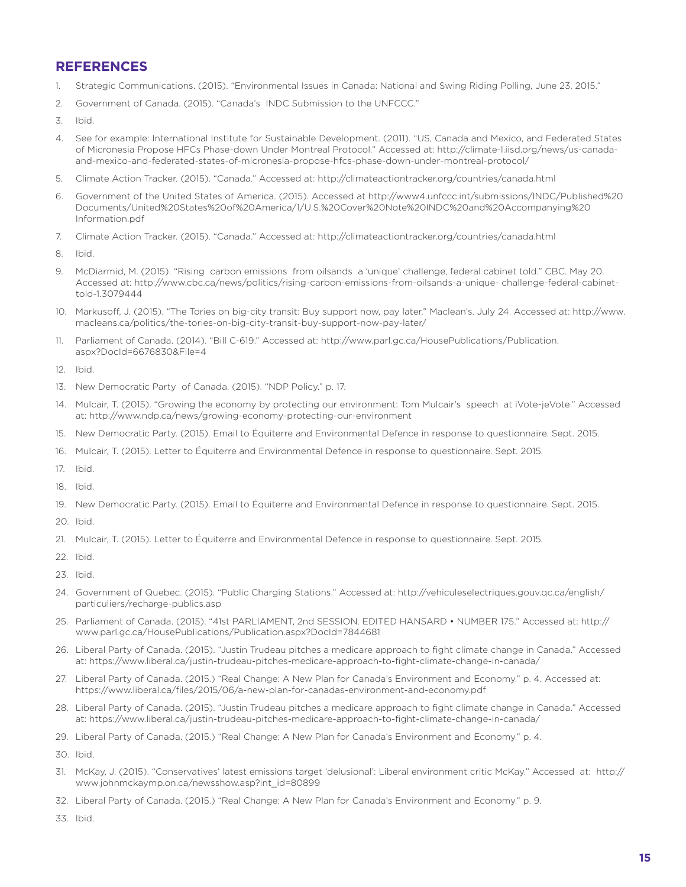## REFERENCES

1. Strategic Communications. (2015). "Environmental Issues in Canada: National and Swing Riding Polling, June 23, 2015."
2. Government of Canada. (2015). "Canada's INDC Submission to the UNFCCC."
3. Ibid.
4. See for example: International Institute for Sustainable Development. (2011). "US, Canada and Mexico, and Federated States of Micronesia Propose HFCs Phase-down Under Montreal Protocol." Accessed at: http://climate-l.iisd.org/news/us-canada-and-mexico-and-federated-states-of-micronesia-propose-hfcs-phase-down-under-montreal-protocol/
5. Climate Action Tracker. (2015). "Canada." Accessed at: http://climateactiontracker.org/countries/canada.html
6. Government of the United States of America. (2015). Accessed at http://www4.unfccc.int/submissions/INDC/Published%20Documents/United%20States%20of%20America/1/U.S.%20Cover%20Note%20INDC%20and%20Accompanying%20Information.pdf
7. Climate Action Tracker. (2015). "Canada." Accessed at: http://climateactiontracker.org/countries/canada.html
8. Ibid.
9. McDiarmid, M. (2015). "Rising carbon emissions from oilsands a 'unique' challenge, federal cabinet told." CBC. May 20. Accessed at: http://www.cbc.ca/news/politics/rising-carbon-emissions-from-oilsands-a-unique- challenge-federal-cabinet-told-1.3079444
10. Markusoff, J. (2015). "The Tories on big-city transit: Buy support now, pay later." Maclean's. July 24. Accessed at: http://www.macleans.ca/politics/the-tories-on-big-city-transit-buy-support-now-pay-later/
11. Parliament of Canada. (2014). "Bill C-619." Accessed at: http://www.parl.gc.ca/HousePublications/Publication.aspx?DocId=6676830&File=4
12. Ibid.
13. New Democratic Party of Canada. (2015). "NDP Policy." p. 17.
14. Mulcair, T. (2015). "Growing the economy by protecting our environment: Tom Mulcair's speech at iVote-jeVote." Accessed at: http://www.ndp.ca/news/growing-economy-protecting-our-environment
15. New Democratic Party. (2015). Email to Équiterre and Environmental Defence in response to questionnaire. Sept. 2015.
16. Mulcair, T. (2015). Letter to Équiterre and Environmental Defence in response to questionnaire. Sept. 2015.
17. Ibid.
18. Ibid.
19. New Democratic Party. (2015). Email to Équiterre and Environmental Defence in response to questionnaire. Sept. 2015.
20. Ibid.
21. Mulcair, T. (2015). Letter to Équiterre and Environmental Defence in response to questionnaire. Sept. 2015.
22. Ibid.
23. Ibid.
24. Government of Quebec. (2015). "Public Charging Stations." Accessed at: http://vehiculeselectriques.gouv.qc.ca/english/particuliers/recharge-publics.asp
25. Parliament of Canada. (2015). "41st PARLIAMENT, 2nd SESSION. EDITED HANSARD • NUMBER 175." Accessed at: http://www.parl.gc.ca/HousePublications/Publication.aspx?DocId=7844681
26. Liberal Party of Canada. (2015). "Justin Trudeau pitches a medicare approach to fight climate change in Canada." Accessed at: https://www.liberal.ca/justin-trudeau-pitches-medicare-approach-to-fight-climate-change-in-canada/
27. Liberal Party of Canada. (2015.) "Real Change: A New Plan for Canada's Environment and Economy." p. 4. Accessed at: https://www.liberal.ca/files/2015/06/a-new-plan-for-canadas-environment-and-economy.pdf
28. Liberal Party of Canada. (2015). "Justin Trudeau pitches a medicare approach to fight climate change in Canada." Accessed at: https://www.liberal.ca/justin-trudeau-pitches-medicare-approach-to-fight-climate-change-in-canada/
29. Liberal Party of Canada. (2015.) "Real Change: A New Plan for Canada's Environment and Economy." p. 4.
30. Ibid.
31. McKay, J. (2015). "Conservatives' latest emissions target 'delusional': Liberal environment critic McKay." Accessed at: http://www.johnmckaymp.on.ca/newsshow.asp?int_id=80899
32. Liberal Party of Canada. (2015.) "Real Change: A New Plan for Canada's Environment and Economy." p. 9.
33. Ibid.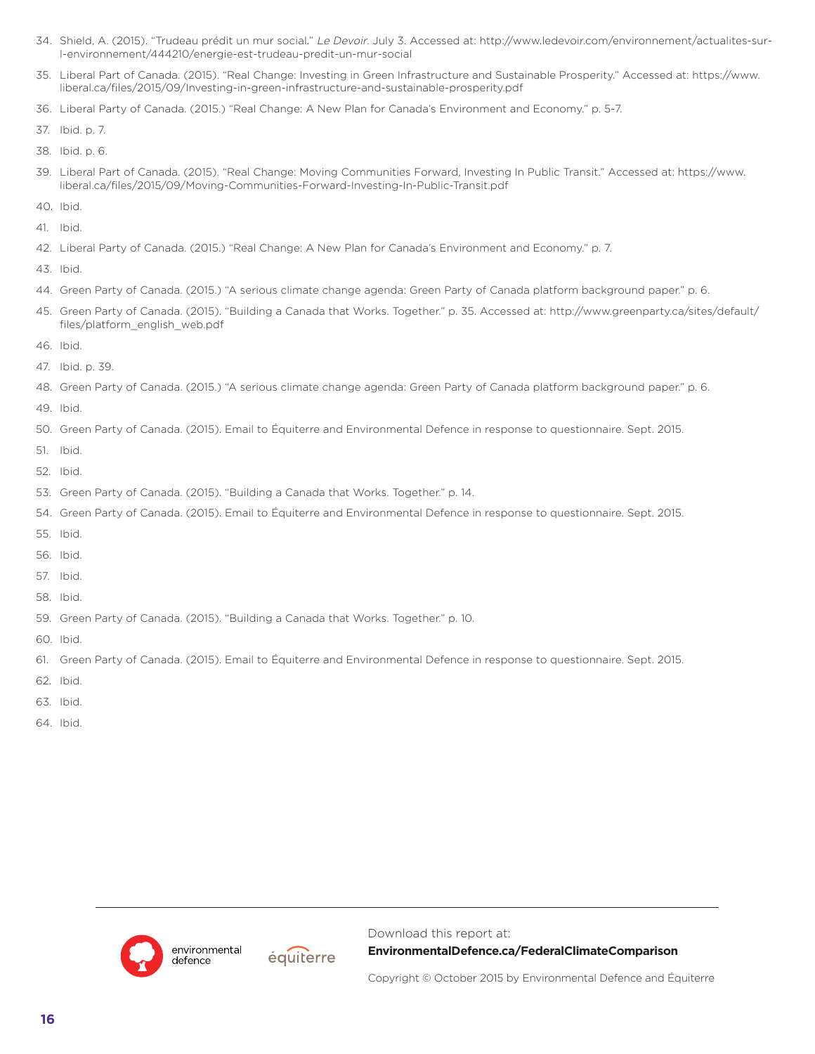34. Shield, A. (2015). "Trudeau prédit un mur social." *Le Devoir*. July 3. Accessed at: http://www.ledevoir.com/environnement/actualites-sur-l-environnement/444210/energie-est-trudeau-predit-un-mur-social
35. Liberal Part of Canada. (2015). "Real Change: Investing in Green Infrastructure and Sustainable Prosperity." Accessed at: https://www.liberal.ca/files/2015/09/Investing-in-green-infrastructure-and-sustainable-prosperity.pdf
36. Liberal Party of Canada. (2015.) "Real Change: A New Plan for Canada's Environment and Economy." p. 5-7.
37. Ibid. p. 7.
38. Ibid. p. 6.
39. Liberal Part of Canada. (2015). "Real Change: Moving Communities Forward, Investing In Public Transit." Accessed at: https://www.liberal.ca/files/2015/09/Moving-Communities-Forward-Investing-In-Public-Transit.pdf
40. Ibid.
41. Ibid.
42. Liberal Party of Canada. (2015.) "Real Change: A New Plan for Canada's Environment and Economy." p. 7.
43. Ibid.
44. Green Party of Canada. (2015.) "A serious climate change agenda: Green Party of Canada platform background paper." p. 6.
45. Green Party of Canada. (2015). "Building a Canada that Works. Together." p. 35. Accessed at: http://www.greenparty.ca/sites/default/files/platform_english_web.pdf
46. Ibid.
47. Ibid. p. 39.
48. Green Party of Canada. (2015.) "A serious climate change agenda: Green Party of Canada platform background paper." p. 6.
49. Ibid.
50. Green Party of Canada. (2015). Email to Équiterre and Environmental Defence in response to questionnaire. Sept. 2015.
51. Ibid.
52. Ibid.
53. Green Party of Canada. (2015). "Building a Canada that Works. Together." p. 14.
54. Green Party of Canada. (2015). Email to Équiterre and Environmental Defence in response to questionnaire. Sept. 2015.
55. Ibid.
56. Ibid.
57. Ibid.
58. Ibid.
59. Green Party of Canada. (2015). "Building a Canada that Works. Together." p. 10.
60. Ibid.
61. Green Party of Canada. (2015). Email to Équiterre and Environmental Defence in response to questionnaire. Sept. 2015.
62. Ibid.
63. Ibid.
64. Ibid.

environmental defence

équiterre

Download this report at:

**EnvironmentalDefence.ca/FederalClimateComparison**

Copyright © October 2015 by Environmental Defence and Équiterre